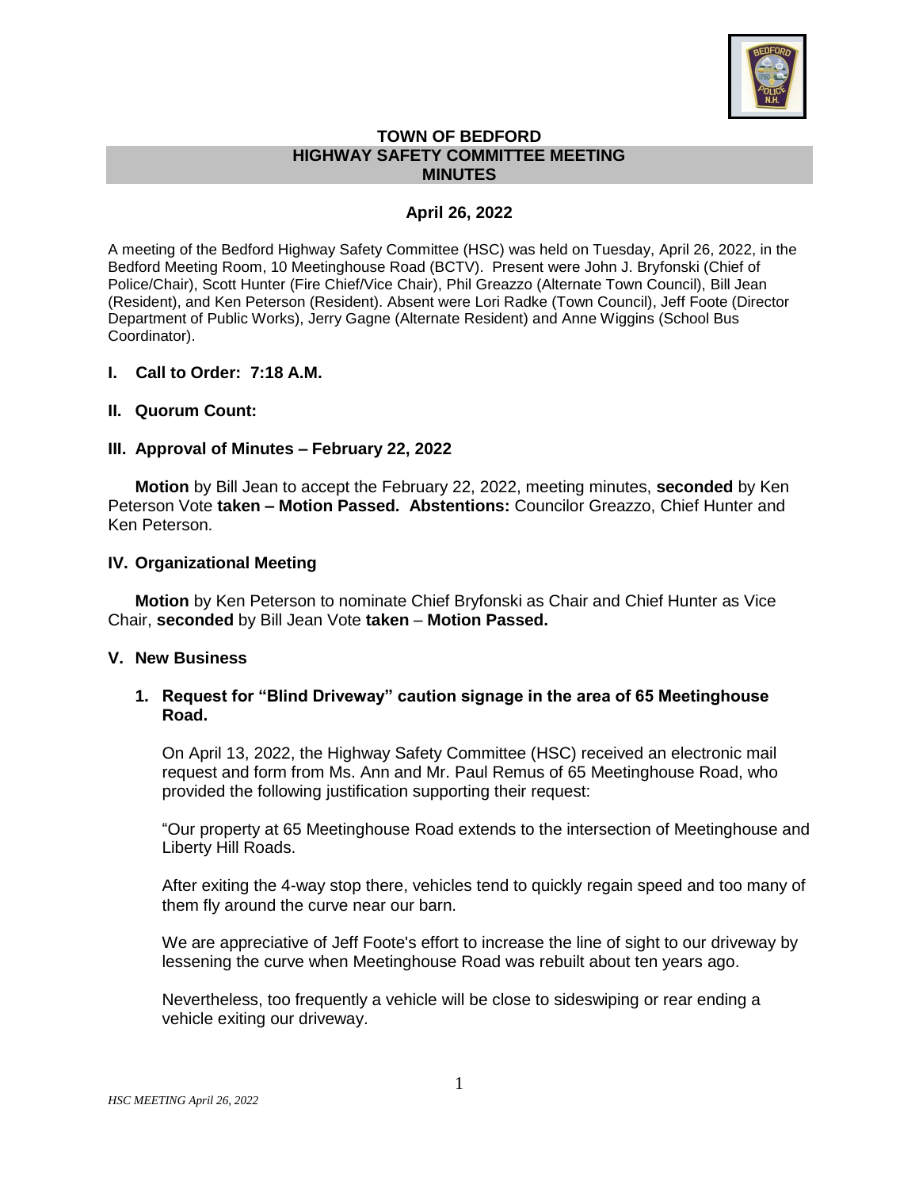# TOWN OF BEDFORD
## HIGHWAY SAFETY COMMITTEE MEETING
## MINUTES

### April 26, 2022

A meeting of the Bedford Highway Safety Committee (HSC) was held on Tuesday, April 26, 2022, in the Bedford Meeting Room, 10 Meetinghouse Road (BCTV). Present were John J. Bryfonski (Chief of Police/Chair), Scott Hunter (Fire Chief/Vice Chair), Phil Greazzo (Alternate Town Council), Bill Jean (Resident), and Ken Peterson (Resident). Absent were Lori Radke (Town Council), Jeff Foote (Director Department of Public Works), Jerry Gagne (Alternate Resident) and Anne Wiggins (School Bus Coordinator).

**I. Call to Order: 7:18 A.M.**

**II. Quorum Count:**

**III. Approval of Minutes – February 22, 2022**

**Motion** by Bill Jean to accept the February 22, 2022, meeting minutes, **seconded** by Ken Peterson Vote **taken – Motion Passed. Abstentions:** Councilor Greazzo, Chief Hunter and Ken Peterson.

**IV. Organizational Meeting**

**Motion** by Ken Peterson to nominate Chief Bryfonski as Chair and Chief Hunter as Vice Chair, **seconded** by Bill Jean Vote **taken** – **Motion Passed.**

**V. New Business**

**1. Request for "Blind Driveway" caution signage in the area of 65 Meetinghouse Road.**

On April 13, 2022, the Highway Safety Committee (HSC) received an electronic mail request and form from Ms. Ann and Mr. Paul Remus of 65 Meetinghouse Road, who provided the following justification supporting their request:

"Our property at 65 Meetinghouse Road extends to the intersection of Meetinghouse and Liberty Hill Roads.

After exiting the 4-way stop there, vehicles tend to quickly regain speed and too many of them fly around the curve near our barn.

We are appreciative of Jeff Foote's effort to increase the line of sight to our driveway by lessening the curve when Meetinghouse Road was rebuilt about ten years ago.

Nevertheless, too frequently a vehicle will be close to sideswiping or rear ending a vehicle exiting our driveway.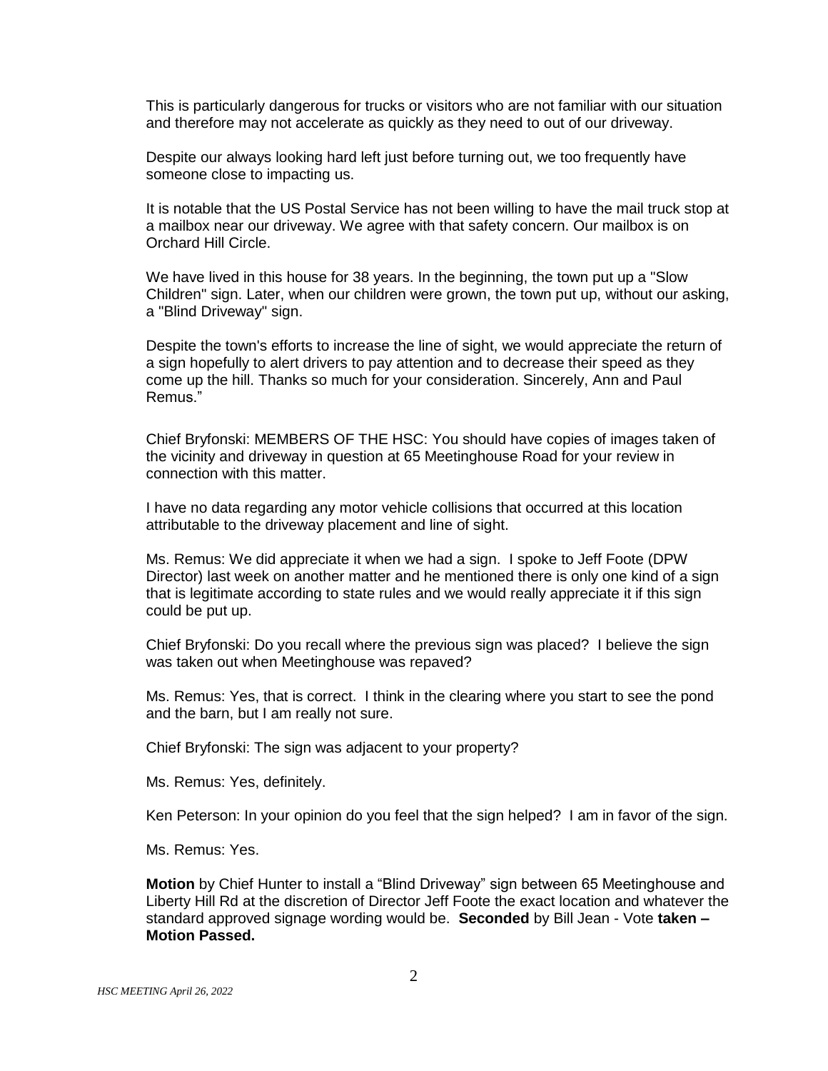This is particularly dangerous for trucks or visitors who are not familiar with our situation and therefore may not accelerate as quickly as they need to out of our driveway.

Despite our always looking hard left just before turning out, we too frequently have someone close to impacting us.

It is notable that the US Postal Service has not been willing to have the mail truck stop at a mailbox near our driveway. We agree with that safety concern. Our mailbox is on Orchard Hill Circle.

We have lived in this house for 38 years. In the beginning, the town put up a "Slow Children" sign. Later, when our children were grown, the town put up, without our asking, a "Blind Driveway" sign.

Despite the town's efforts to increase the line of sight, we would appreciate the return of a sign hopefully to alert drivers to pay attention and to decrease their speed as they come up the hill. Thanks so much for your consideration. Sincerely, Ann and Paul Remus."

Chief Bryfonski: MEMBERS OF THE HSC: You should have copies of images taken of the vicinity and driveway in question at 65 Meetinghouse Road for your review in connection with this matter.

I have no data regarding any motor vehicle collisions that occurred at this location attributable to the driveway placement and line of sight.

Ms. Remus: We did appreciate it when we had a sign. I spoke to Jeff Foote (DPW Director) last week on another matter and he mentioned there is only one kind of a sign that is legitimate according to state rules and we would really appreciate it if this sign could be put up.

Chief Bryfonski: Do you recall where the previous sign was placed? I believe the sign was taken out when Meetinghouse was repaved?

Ms. Remus: Yes, that is correct. I think in the clearing where you start to see the pond and the barn, but I am really not sure.

Chief Bryfonski: The sign was adjacent to your property?

Ms. Remus: Yes, definitely.

Ken Peterson: In your opinion do you feel that the sign helped? I am in favor of the sign.

Ms. Remus: Yes.

**Motion** by Chief Hunter to install a "Blind Driveway" sign between 65 Meetinghouse and Liberty Hill Rd at the discretion of Director Jeff Foote the exact location and whatever the standard approved signage wording would be. **Seconded** by Bill Jean - Vote **taken – Motion Passed.**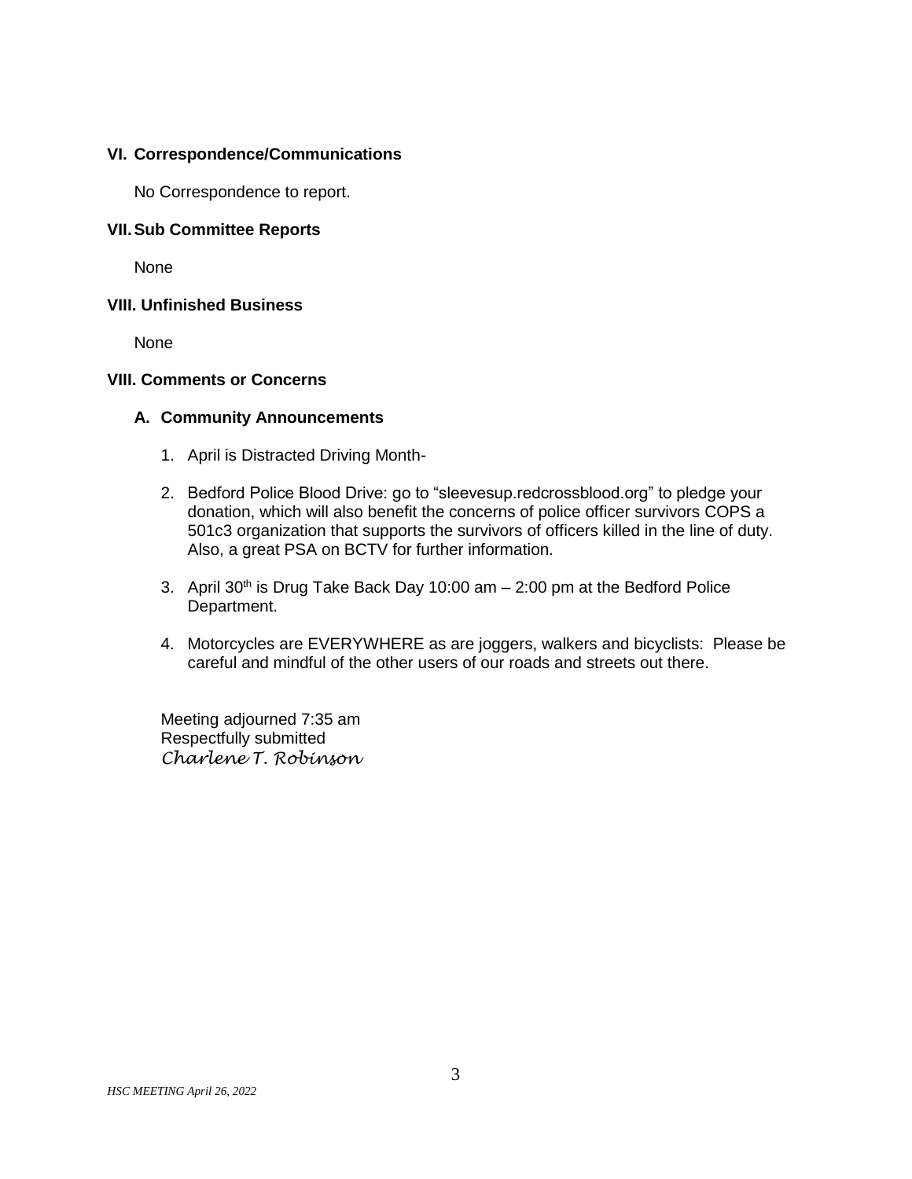## VI. Correspondence/Communications

No Correspondence to report.

## VII. Sub Committee Reports

None

## VIII. Unfinished Business

None

## VIII. Comments or Concerns

### A. Community Announcements

1. April is Distracted Driving Month-
2. Bedford Police Blood Drive: go to "sleevesup.redcrossblood.org" to pledge your donation, which will also benefit the concerns of police officer survivors COPS a 501c3 organization that supports the survivors of officers killed in the line of duty. Also, a great PSA on BCTV for further information.
3. April 30th is Drug Take Back Day 10:00 am – 2:00 pm at the Bedford Police Department.
4. Motorcycles are EVERYWHERE as are joggers, walkers and bicyclists: Please be careful and mindful of the other users of our roads and streets out there.

Meeting adjourned 7:35 am
Respectfully submitted
*Charlene T. Robinson*